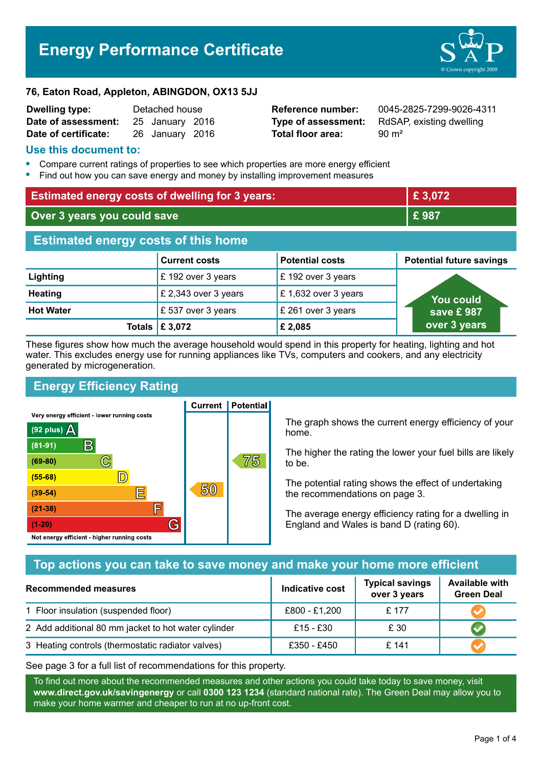# Energy Performance Certificate

**76, Eaton Road, Appleton, ABINGDON, OX13 5JJ**

| | | | |
|---|---|---|---|
| **Dwelling type:** | Detached house | **Reference number:** | 0045-2825-7299-9026-4311 |
| **Date of assessment:** | 25 January 2016 | **Type of assessment:** | RdSAP, existing dwelling |
| **Date of certificate:** | 26 January 2016 | **Total floor area:** | 90 m² |

## Use this document to:

- Compare current ratings of properties to see which properties are more energy efficient
- Find out how you can save energy and money by installing improvement measures

| | |
|---|---|
| **Estimated energy costs of dwelling for 3 years:** | **£ 3,072** |
| **Over 3 years you could save** | **£ 987** |

## Estimated energy costs of this home

| | Current costs | Potential costs | Potential future savings |
|---|---|---|---|
| **Lighting** | £ 192 over 3 years | £ 192 over 3 years | You could save £ 987 over 3 years |
| **Heating** | £ 2,343 over 3 years | £ 1,632 over 3 years | |
| **Hot Water** | £ 537 over 3 years | £ 261 over 3 years | |
| **Totals** | **£ 3,072** | **£ 2,085** | |

These figures show how much the average household would spend in this property for heating, lighting and hot water. This excludes energy use for running appliances like TVs, computers and cookers, and any electricity generated by microgeneration.

## Energy Efficiency Rating

| Rating band | Current | Potential |
|---|---|---|
| Very energy efficient - lower running costs | | |
| (92 plus) A | | |
| (81-91) B | | |
| (69-80) C | | 75 |
| (55-68) D | | |
| (39-54) E | 50 | |
| (21-38) F | | |
| (1-20) G | | |
| Not energy efficient - higher running costs | | |

The graph shows the current energy efficiency of your home.

The higher the rating the lower your fuel bills are likely to be.

The potential rating shows the effect of undertaking the recommendations on page 3.

The average energy efficiency rating for a dwelling in England and Wales is band D (rating 60).

## Top actions you can take to save money and make your home more efficient

| Recommended measures | Indicative cost | Typical savings over 3 years | Available with Green Deal |
|---|---|---|---|
| 1 Floor insulation (suspended floor) | £800 - £1,200 | £ 177 | ✓ |
| 2 Add additional 80 mm jacket to hot water cylinder | £15 - £30 | £ 30 | ✓ |
| 3 Heating controls (thermostatic radiator valves) | £350 - £450 | £ 141 | ✓ |

See page 3 for a full list of recommendations for this property.

To find out more about the recommended measures and other actions you could take today to save money, visit **www.direct.gov.uk/savingenergy** or call **0300 123 1234** (standard national rate). The Green Deal may allow you to make your home warmer and cheaper to run at no up-front cost.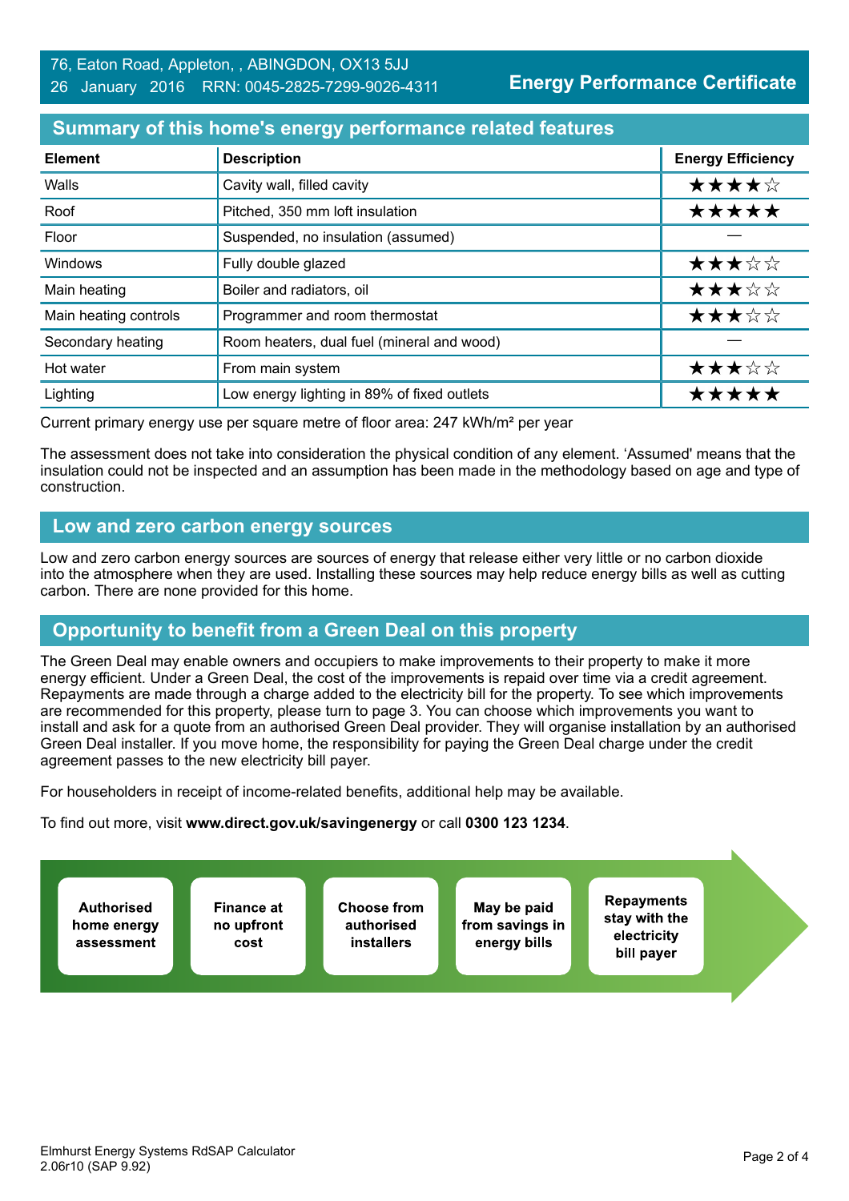76, Eaton Road, Appleton, , ABINGDON, OX13 5JJ
26 January 2016 RRN: 0045-2825-7299-9026-4311

**Energy Performance Certificate**

## Summary of this home's energy performance related features

| Element | Description | Energy Efficiency |
|---|---|---|
| Walls | Cavity wall, filled cavity | ★★★★☆ |
| Roof | Pitched, 350 mm loft insulation | ★★★★★ |
| Floor | Suspended, no insulation (assumed) | — |
| Windows | Fully double glazed | ★★★☆☆ |
| Main heating | Boiler and radiators, oil | ★★★☆☆ |
| Main heating controls | Programmer and room thermostat | ★★★☆☆ |
| Secondary heating | Room heaters, dual fuel (mineral and wood) | — |
| Hot water | From main system | ★★★☆☆ |
| Lighting | Low energy lighting in 89% of fixed outlets | ★★★★★ |

Current primary energy use per square metre of floor area: 247 kWh/m² per year

The assessment does not take into consideration the physical condition of any element. 'Assumed' means that the insulation could not be inspected and an assumption has been made in the methodology based on age and type of construction.

## Low and zero carbon energy sources

Low and zero carbon energy sources are sources of energy that release either very little or no carbon dioxide into the atmosphere when they are used. Installing these sources may help reduce energy bills as well as cutting carbon. There are none provided for this home.

## Opportunity to benefit from a Green Deal on this property

The Green Deal may enable owners and occupiers to make improvements to their property to make it more energy efficient. Under a Green Deal, the cost of the improvements is repaid over time via a credit agreement. Repayments are made through a charge added to the electricity bill for the property. To see which improvements are recommended for this property, please turn to page 3. You can choose which improvements you want to install and ask for a quote from an authorised Green Deal provider. They will organise installation by an authorised Green Deal installer. If you move home, the responsibility for paying the Green Deal charge under the credit agreement passes to the new electricity bill payer.

For householders in receipt of income-related benefits, additional help may be available.

To find out more, visit **www.direct.gov.uk/savingenergy** or call **0300 123 1234**.

- **Authorised home energy assessment**
- **Finance at no upfront cost**
- **Choose from authorised installers**
- **May be paid from savings in energy bills**
- **Repayments stay with the electricity bill payer**

Elmhurst Energy Systems RdSAP Calculator 2.06r10 (SAP 9.92)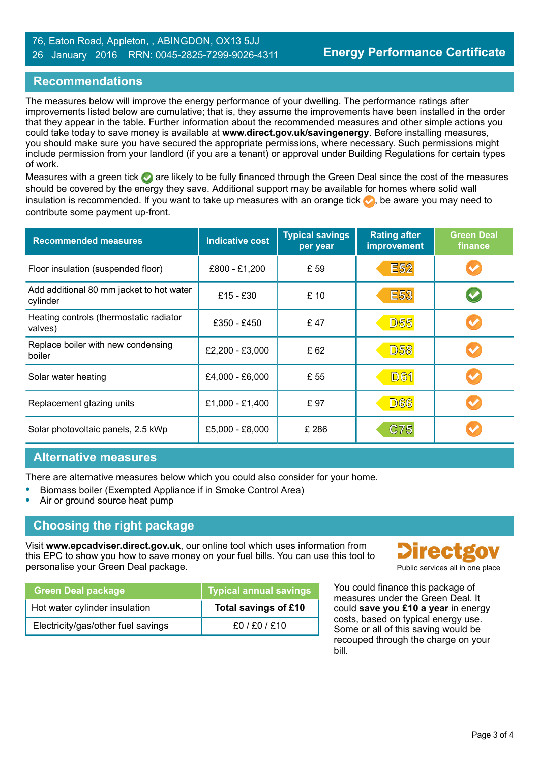76, Eaton Road, Appleton, , ABINGDON, OX13 5JJ
26 January 2016 RRN: 0045-2825-7299-9026-4311

**Energy Performance Certificate**

## Recommendations

The measures below will improve the energy performance of your dwelling. The performance ratings after improvements listed below are cumulative; that is, they assume the improvements have been installed in the order that they appear in the table. Further information about the recommended measures and other simple actions you could take today to save money is available at **www.direct.gov.uk/savingenergy**. Before installing measures, you should make sure you have secured the appropriate permissions, where necessary. Such permissions might include permission from your landlord (if you are a tenant) or approval under Building Regulations for certain types of work.

Measures with a green tick are likely to be fully financed through the Green Deal since the cost of the measures should be covered by the energy they save. Additional support may be available for homes where solid wall insulation is recommended. If you want to take up measures with an orange tick, be aware you may need to contribute some payment up-front.

| Recommended measures | Indicative cost | Typical savings per year | Rating after improvement | Green Deal finance |
|---|---|---|---|---|
| Floor insulation (suspended floor) | £800 - £1,200 | £ 59 | E52 | Orange tick |
| Add additional 80 mm jacket to hot water cylinder | £15 - £30 | £ 10 | E53 | Green tick |
| Heating controls (thermostatic radiator valves) | £350 - £450 | £ 47 | D55 | Orange tick |
| Replace boiler with new condensing boiler | £2,200 - £3,000 | £ 62 | D58 | Orange tick |
| Solar water heating | £4,000 - £6,000 | £ 55 | D61 | Orange tick |
| Replacement glazing units | £1,000 - £1,400 | £ 97 | D66 | Orange tick |
| Solar photovoltaic panels, 2.5 kWp | £5,000 - £8,000 | £ 286 | C75 | Orange tick |

## Alternative measures

There are alternative measures below which you could also consider for your home.

- Biomass boiler (Exempted Appliance if in Smoke Control Area)
- Air or ground source heat pump

## Choosing the right package

Visit **www.epcadviser.direct.gov.uk**, our online tool which uses information from this EPC to show you how to save money on your fuel bills. You can use this tool to personalise your Green Deal package.

Directgov
Public services all in one place

| Green Deal package | Typical annual savings |
|---|---|
| Hot water cylinder insulation | **Total savings of £10** |
| Electricity/gas/other fuel savings | £0 / £0 / £10 |

You could finance this package of measures under the Green Deal. It could **save you £10 a year** in energy costs, based on typical energy use. Some or all of this saving would be recouped through the charge on your bill.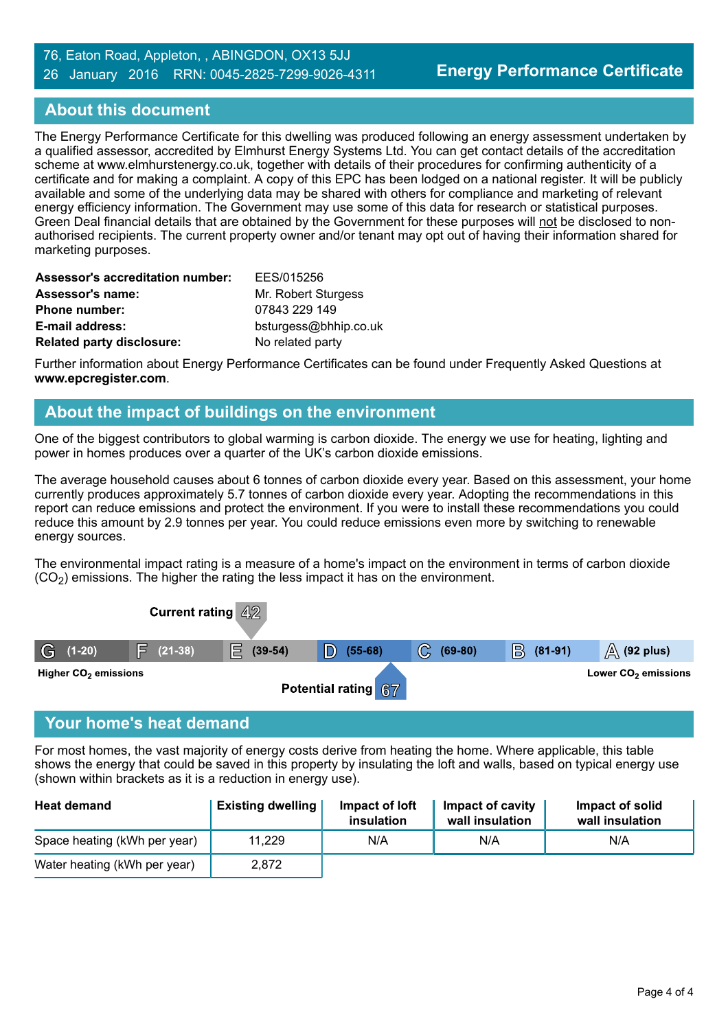76, Eaton Road, Appleton, , ABINGDON, OX13 5JJ
26 January 2016 RRN: 0045-2825-7299-9026-4311

**Energy Performance Certificate**

## About this document

The Energy Performance Certificate for this dwelling was produced following an energy assessment undertaken by a qualified assessor, accredited by Elmhurst Energy Systems Ltd. You can get contact details of the accreditation scheme at www.elmhurstenergy.co.uk, together with details of their procedures for confirming authenticity of a certificate and for making a complaint. A copy of this EPC has been lodged on a national register. It will be publicly available and some of the underlying data may be shared with others for compliance and marketing of relevant energy efficiency information. The Government may use some of this data for research or statistical purposes. Green Deal financial details that are obtained by the Government for these purposes will not be disclosed to non-authorised recipients. The current property owner and/or tenant may opt out of having their information shared for marketing purposes.

| | |
|---|---|
| **Assessor's accreditation number:** | EES/015256 |
| **Assessor's name:** | Mr. Robert Sturgess |
| **Phone number:** | 07843 229 149 |
| **E-mail address:** | bsturgess@bhhip.co.uk |
| **Related party disclosure:** | No related party |

Further information about Energy Performance Certificates can be found under Frequently Asked Questions at **www.epcregister.com**.

## About the impact of buildings on the environment

One of the biggest contributors to global warming is carbon dioxide. The energy we use for heating, lighting and power in homes produces over a quarter of the UK's carbon dioxide emissions.

The average household causes about 6 tonnes of carbon dioxide every year. Based on this assessment, your home currently produces approximately 5.7 tonnes of carbon dioxide every year. Adopting the recommendations in this report can reduce emissions and protect the environment. If you were to install these recommendations you could reduce this amount by 2.9 tonnes per year. You could reduce emissions even more by switching to renewable energy sources.

The environmental impact rating is a measure of a home's impact on the environment in terms of carbon dioxide ($CO_2$) emissions. The higher the rating the less impact it has on the environment.

Current rating 42

G (1-20) F (21-38) E (39-54) D (55-68) C (69-80) B (81-91) A (92 plus)

Higher $CO_2$ emissions

Lower $CO_2$ emissions

Potential rating 67

## Your home's heat demand

For most homes, the vast majority of energy costs derive from heating the home. Where applicable, this table shows the energy that could be saved in this property by insulating the loft and walls, based on typical energy use (shown within brackets as it is a reduction in energy use).

| Heat demand | Existing dwelling | Impact of loft insulation | Impact of cavity wall insulation | Impact of solid wall insulation |
|---|---|---|---|---|
| Space heating (kWh per year) | 11,229 | N/A | N/A | N/A |
| Water heating (kWh per year) | 2,872 | | | |